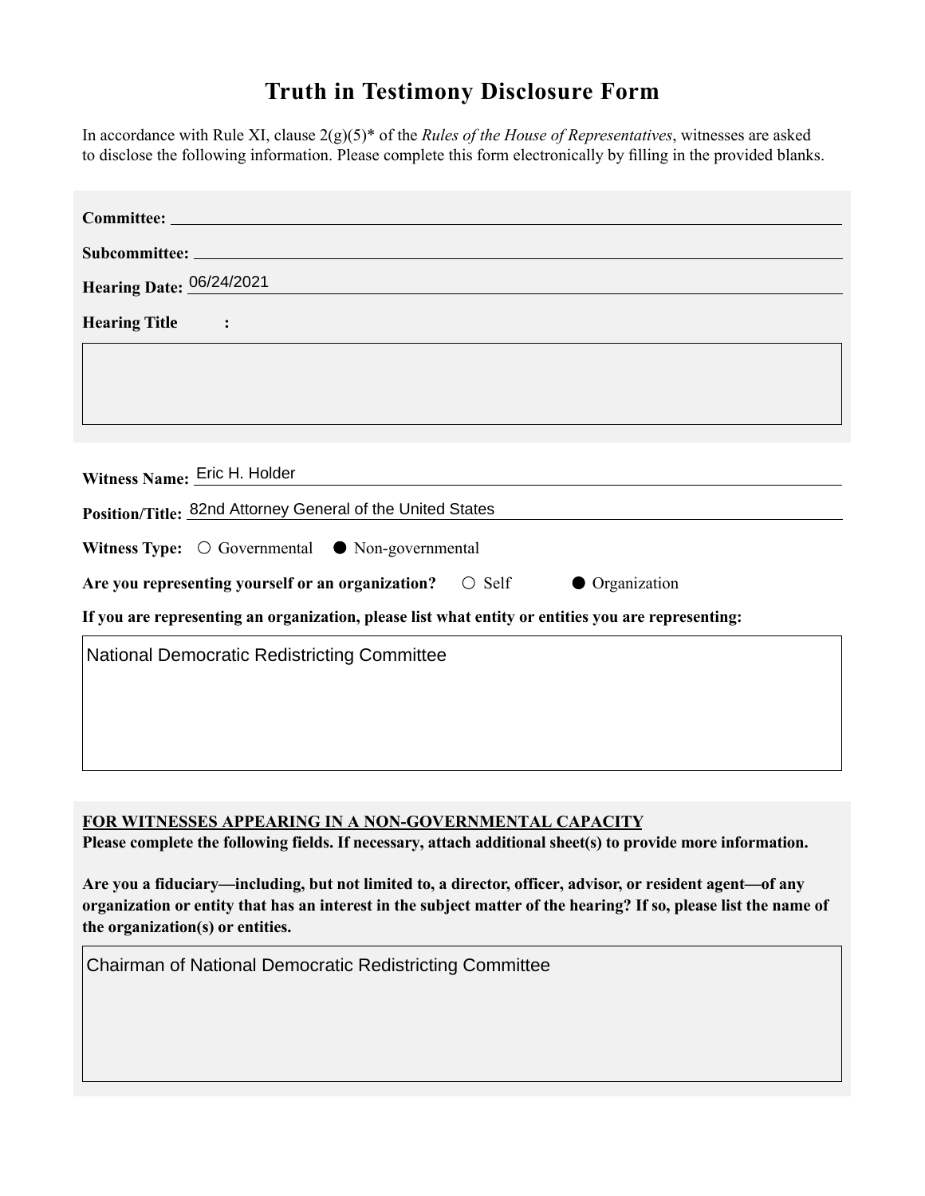# Truth in Testimony Disclosure Form

In accordance with Rule XI, clause 2(g)(5)* of the *Rules of the House of Representatives*, witnesses are asked to disclose the following information. Please complete this form electronically by filling in the provided blanks.

**Committee:**

**Subcommittee:**

**Hearing Date:** 06/24/2021

**Hearing Title:**

**Witness Name:** Eric H. Holder

**Position/Title:** 82nd Attorney General of the United States

**Witness Type:** ○ Governmental ● Non-governmental

**Are you representing yourself or an organization?** ○ Self ● Organization

**If you are representing an organization, please list what entity or entities you are representing:**

National Democratic Redistricting Committee

**FOR WITNESSES APPEARING IN A NON-GOVERNMENTAL CAPACITY**

**Please complete the following fields. If necessary, attach additional sheet(s) to provide more information.**

**Are you a fiduciary—including, but not limited to, a director, officer, advisor, or resident agent—of any organization or entity that has an interest in the subject matter of the hearing? If so, please list the name of the organization(s) or entities.**

Chairman of National Democratic Redistricting Committee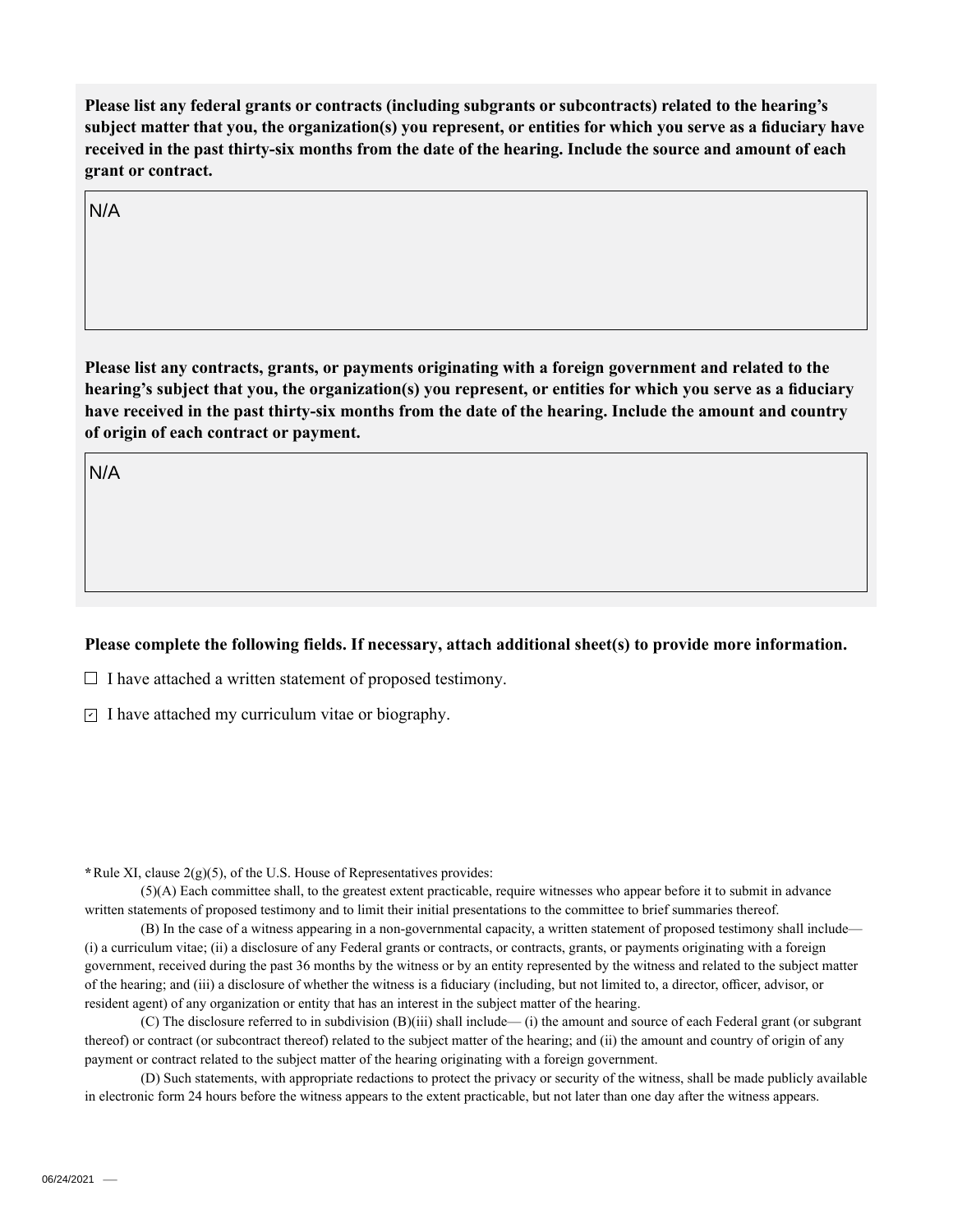**Please list any federal grants or contracts (including subgrants or subcontracts) related to the hearing's subject matter that you, the organization(s) you represent, or entities for which you serve as a fiduciary have received in the past thirty-six months from the date of the hearing. Include the source and amount of each grant or contract.**

N/A

**Please list any contracts, grants, or payments originating with a foreign government and related to the hearing's subject that you, the organization(s) you represent, or entities for which you serve as a fiduciary have received in the past thirty-six months from the date of the hearing. Include the amount and country of origin of each contract or payment.**

N/A

**Please complete the following fields. If necessary, attach additional sheet(s) to provide more information.**

- [ ] I have attached a written statement of proposed testimony.
- [x] I have attached my curriculum vitae or biography.

***** Rule XI, clause 2(g)(5), of the U.S. House of Representatives provides:

(5)(A) Each committee shall, to the greatest extent practicable, require witnesses who appear before it to submit in advance written statements of proposed testimony and to limit their initial presentations to the committee to brief summaries thereof.

(B) In the case of a witness appearing in a non-governmental capacity, a written statement of proposed testimony shall include— (i) a curriculum vitae; (ii) a disclosure of any Federal grants or contracts, or contracts, grants, or payments originating with a foreign government, received during the past 36 months by the witness or by an entity represented by the witness and related to the subject matter of the hearing; and (iii) a disclosure of whether the witness is a fiduciary (including, but not limited to, a director, officer, advisor, or resident agent) of any organization or entity that has an interest in the subject matter of the hearing.

(C) The disclosure referred to in subdivision (B)(iii) shall include— (i) the amount and source of each Federal grant (or subgrant thereof) or contract (or subcontract thereof) related to the subject matter of the hearing; and (ii) the amount and country of origin of any payment or contract related to the subject matter of the hearing originating with a foreign government.

(D) Such statements, with appropriate redactions to protect the privacy or security of the witness, shall be made publicly available in electronic form 24 hours before the witness appears to the extent practicable, but not later than one day after the witness appears.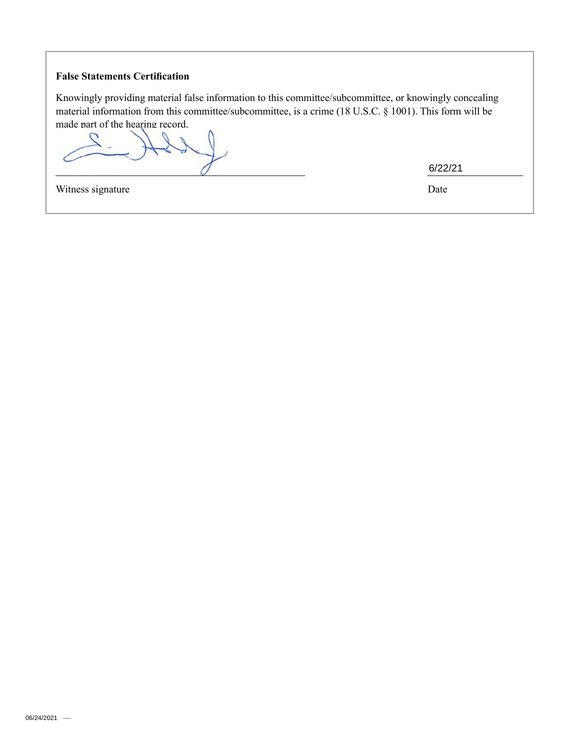**False Statements Certification**

Knowingly providing material false information to this committee/subcommittee, or knowingly concealing material information from this committee/subcommittee, is a crime (18 U.S.C. § 1001). This form will be made part of the hearing record.

6/22/21

Witness signature Date